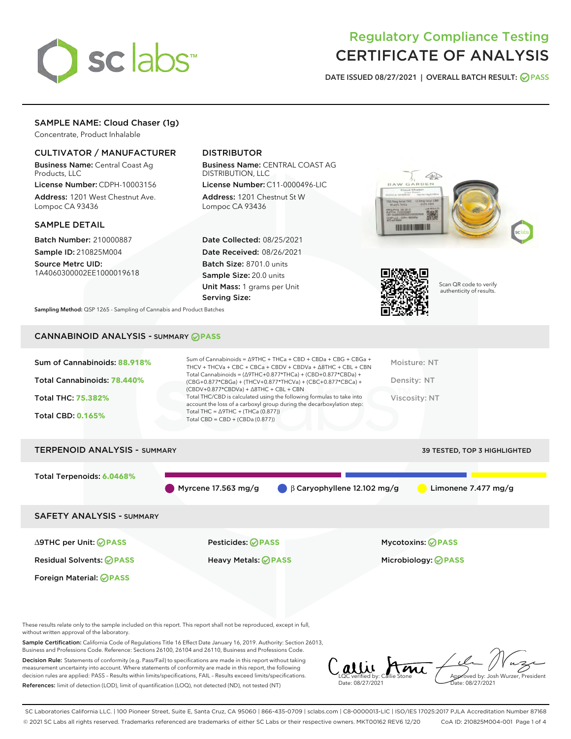# Regulatory Compliance Testing
# CERTIFICATE OF ANALYSIS

DATE ISSUED 08/27/2021 | OVERALL BATCH RESULT: PASS

## SAMPLE NAME: Cloud Chaser (1g)

Concentrate, Product Inhalable

### CULTIVATOR / MANUFACTURER

**Business Name:** Central Coast Ag Products, LLC

**License Number:** CDPH-10003156

**Address:** 1201 West Chestnut Ave. Lompoc CA 93436

### DISTRIBUTOR

**Business Name:** CENTRAL COAST AG DISTRIBUTION, LLC

**License Number:** C11-0000496-LIC

**Address:** 1201 Chestnut St W Lompoc CA 93436

### SAMPLE DETAIL

**Batch Number:** 210000887

**Sample ID:** 210825M004

**Source Metrc UID:** 1A4060300002EE1000019618

**Date Collected:** 08/25/2021

**Date Received:** 08/26/2021

**Batch Size:** 8701.0 units

**Sample Size:** 20.0 units

**Unit Mass:** 1 grams per Unit

**Serving Size:**

Scan QR code to verify authenticity of results.

**Sampling Method:** QSP 1265 - Sampling of Cannabis and Product Batches

## CANNABINOID ANALYSIS - SUMMARY PASS

**Sum of Cannabinoids:** 88.918%

**Total Cannabinoids:** 78.440%

**Total THC:** 75.382%

**Total CBD:** 0.165%

Sum of Cannabinoids = Δ9THC + THCa + CBD + CBDa + CBG + CBGa + THCV + THCVa + CBC + CBCa + CBDV + CBDVa + Δ8THC + CBL + CBN

Total Cannabinoids = (Δ9THC+0.877*THCa) + (CBD+0.877*CBDa) + (CBG+0.877*CBGa) + (THCV+0.877*THCVa) + (CBC+0.877*CBCa) + (CBDV+0.877*CBDVa) + Δ8THC + CBL + CBN

Total THC/CBD is calculated using the following formulas to take into account the loss of a carboxyl group during the decarboxylation step:

Total THC = Δ9THC + (THCa (0.877))

Total CBD = CBD + (CBDa (0.877))

Moisture: NT

Density: NT

Viscosity: NT

## TERPENOID ANALYSIS - SUMMARY

39 TESTED, TOP 3 HIGHLIGHTED

**Total Terpenoids:** 6.0468%

Myrcene 17.563 mg/g | β Caryophyllene 12.102 mg/g | Limonene 7.477 mg/g

## SAFETY ANALYSIS - SUMMARY

| | | |
|---|---|---|
| Δ9THC per Unit: PASS | Pesticides: PASS | Mycotoxins: PASS |
| Residual Solvents: PASS | Heavy Metals: PASS | Microbiology: PASS |
| Foreign Material: PASS | | |

These results relate only to the sample included on this report. This report shall not be reproduced, except in full, without written approval of the laboratory.

**Sample Certification:** California Code of Regulations Title 16 Effect Date January 16, 2019. Authority: Section 26013, Business and Professions Code. Reference: Sections 26100, 26104 and 26110, Business and Professions Code.

**Decision Rule:** Statements of conformity (e.g. Pass/Fail) to specifications are made in this report without taking measurement uncertainty into account. Where statements of conformity are made in this report, the following decision rules are applied: PASS – Results within limits/specifications, FAIL – Results exceed limits/specifications.

**References:** limit of detection (LOD), limit of quantification (LOQ), not detected (ND), not tested (NT)

LQC verified by: Callie Stone
Date: 08/27/2021

Approved by: Josh Wurzer, President
Date: 08/27/2021

SC Laboratories California LLC. | 100 Pioneer Street, Suite E, Santa Cruz, CA 95060 | 866-435-0709 | sclabs.com | C8-0000013-LIC | ISO/IES 17025:2017 PJLA Accreditation Number 87168
© 2021 SC Labs all rights reserved. Trademarks referenced are trademarks of either SC Labs or their respective owners. MKT00162 REV6 12/20 CoA ID: 210825M004-001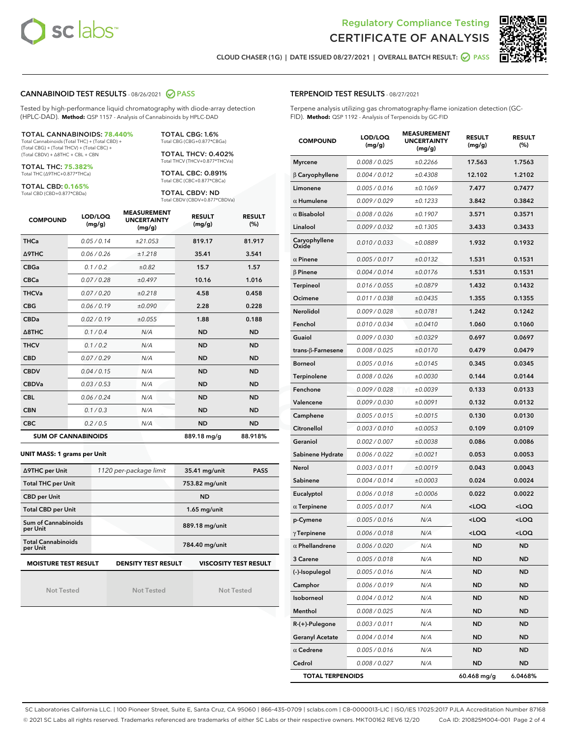# Regulatory Compliance Testing
# CERTIFICATE OF ANALYSIS

CLOUD CHASER (1G) | DATE ISSUED 08/27/2021 | OVERALL BATCH RESULT: PASS

## CANNABINOID TEST RESULTS - 08/26/2021 PASS

Tested by high-performance liquid chromatography with diode-array detection (HPLC-DAD). **Method:** QSP 1157 - Analysis of Cannabinoids by HPLC-DAD

**TOTAL CANNABINOIDS: 78.440%**
Total Cannabinoids (Total THC) + (Total CBD) + (Total CBG) + (Total THCV) + (Total CBC) + (Total CBDV) + Δ8THC + CBL + CBN

**TOTAL THC: 75.382%**
Total THC (Δ9THC+0.877*THCa)

**TOTAL CBD: 0.165%**
Total CBD (CBD+0.877*CBDa)

**TOTAL CBG: 1.6%**
Total CBG (CBG+0.877*CBGa)

**TOTAL THCV: 0.402%**
Total THCV (THCV+0.877*THCVa)

**TOTAL CBC: 0.891%**
Total CBC (CBC+0.877*CBCa)

**TOTAL CBDV: ND**
Total CBDV (CBDV+0.877*CBDVa)

| COMPOUND | LOD/LOQ (mg/g) | MEASUREMENT UNCERTAINTY (mg/g) | RESULT (mg/g) | RESULT (%) |
|---|---|---|---|---|
| THCa | 0.05 / 0.14 | ±21.053 | 819.17 | 81.917 |
| Δ9THC | 0.06 / 0.26 | ±1.218 | 35.41 | 3.541 |
| CBGa | 0.1 / 0.2 | ±0.82 | 15.7 | 1.57 |
| CBCa | 0.07 / 0.28 | ±0.497 | 10.16 | 1.016 |
| THCVa | 0.07 / 0.20 | ±0.218 | 4.58 | 0.458 |
| CBG | 0.06 / 0.19 | ±0.090 | 2.28 | 0.228 |
| CBDa | 0.02 / 0.19 | ±0.055 | 1.88 | 0.188 |
| Δ8THC | 0.1 / 0.4 | N/A | ND | ND |
| THCV | 0.1 / 0.2 | N/A | ND | ND |
| CBD | 0.07 / 0.29 | N/A | ND | ND |
| CBDV | 0.04 / 0.15 | N/A | ND | ND |
| CBDVa | 0.03 / 0.53 | N/A | ND | ND |
| CBL | 0.06 / 0.24 | N/A | ND | ND |
| CBN | 0.1 / 0.3 | N/A | ND | ND |
| CBC | 0.2 / 0.5 | N/A | ND | ND |
| **SUM OF CANNABINOIDS** | | | 889.18 mg/g | 88.918% |

**UNIT MASS: 1 grams per Unit**

| | | | |
|---|---|---|---|
| Δ9THC per Unit | 1120 per-package limit | 35.41 mg/unit | PASS |
| Total THC per Unit | | 753.82 mg/unit | |
| CBD per Unit | | ND | |
| Total CBD per Unit | | 1.65 mg/unit | |
| Sum of Cannabinoids per Unit | | 889.18 mg/unit | |
| Total Cannabinoids per Unit | | 784.40 mg/unit | |

| MOISTURE TEST RESULT | DENSITY TEST RESULT | VISCOSITY TEST RESULT |
|---|---|---|
| Not Tested | Not Tested | Not Tested |

## TERPENOID TEST RESULTS - 08/27/2021

Terpene analysis utilizing gas chromatography-flame ionization detection (GC-FID). **Method:** QSP 1192 - Analysis of Terpenoids by GC-FID

| COMPOUND | LOD/LOQ (mg/g) | MEASUREMENT UNCERTAINTY (mg/g) | RESULT (mg/g) | RESULT (%) |
|---|---|---|---|---|
| Myrcene | 0.008 / 0.025 | ±0.2266 | 17.563 | 1.7563 |
| β Caryophyllene | 0.004 / 0.012 | ±0.4308 | 12.102 | 1.2102 |
| Limonene | 0.005 / 0.016 | ±0.1069 | 7.477 | 0.7477 |
| α Humulene | 0.009 / 0.029 | ±0.1233 | 3.842 | 0.3842 |
| α Bisabolol | 0.008 / 0.026 | ±0.1907 | 3.571 | 0.3571 |
| Linalool | 0.009 / 0.032 | ±0.1305 | 3.433 | 0.3433 |
| Caryophyllene Oxide | 0.010 / 0.033 | ±0.0889 | 1.932 | 0.1932 |
| α Pinene | 0.005 / 0.017 | ±0.0132 | 1.531 | 0.1531 |
| β Pinene | 0.004 / 0.014 | ±0.0176 | 1.531 | 0.1531 |
| Terpineol | 0.016 / 0.055 | ±0.0879 | 1.432 | 0.1432 |
| Ocimene | 0.011 / 0.038 | ±0.0435 | 1.355 | 0.1355 |
| Nerolidol | 0.009 / 0.028 | ±0.0781 | 1.242 | 0.1242 |
| Fenchol | 0.010 / 0.034 | ±0.0410 | 1.060 | 0.1060 |
| Guaiol | 0.009 / 0.030 | ±0.0329 | 0.697 | 0.0697 |
| trans-β-Farnesene | 0.008 / 0.025 | ±0.0170 | 0.479 | 0.0479 |
| Borneol | 0.005 / 0.016 | ±0.0145 | 0.345 | 0.0345 |
| Terpinolene | 0.008 / 0.026 | ±0.0030 | 0.144 | 0.0144 |
| Fenchone | 0.009 / 0.028 | ±0.0039 | 0.133 | 0.0133 |
| Valencene | 0.009 / 0.030 | ±0.0091 | 0.132 | 0.0132 |
| Camphene | 0.005 / 0.015 | ±0.0015 | 0.130 | 0.0130 |
| Citronellol | 0.003 / 0.010 | ±0.0053 | 0.109 | 0.0109 |
| Geraniol | 0.002 / 0.007 | ±0.0038 | 0.086 | 0.0086 |
| Sabinene Hydrate | 0.006 / 0.022 | ±0.0021 | 0.053 | 0.0053 |
| Nerol | 0.003 / 0.011 | ±0.0019 | 0.043 | 0.0043 |
| Sabinene | 0.004 / 0.014 | ±0.0003 | 0.024 | 0.0024 |
| Eucalyptol | 0.006 / 0.018 | ±0.0006 | 0.022 | 0.0022 |
| α Terpinene | 0.005 / 0.017 | N/A | <LOQ | <LOQ |
| p-Cymene | 0.005 / 0.016 | N/A | <LOQ | <LOQ |
| γ Terpinene | 0.006 / 0.018 | N/A | <LOQ | <LOQ |
| α Phellandrene | 0.006 / 0.020 | N/A | ND | ND |
| 3 Carene | 0.005 / 0.018 | N/A | ND | ND |
| (-)-Isopulegol | 0.005 / 0.016 | N/A | ND | ND |
| Camphor | 0.006 / 0.019 | N/A | ND | ND |
| Isoborneol | 0.004 / 0.012 | N/A | ND | ND |
| Menthol | 0.008 / 0.025 | N/A | ND | ND |
| R-(+)-Pulegone | 0.003 / 0.011 | N/A | ND | ND |
| Geranyl Acetate | 0.004 / 0.014 | N/A | ND | ND |
| α Cedrene | 0.005 / 0.016 | N/A | ND | ND |
| Cedrol | 0.008 / 0.027 | N/A | ND | ND |
| **TOTAL TERPENOIDS** | | | 60.468 mg/g | 6.0468% |

SC Laboratories California LLC. | 100 Pioneer Street, Suite E, Santa Cruz, CA 95060 | 866-435-0709 | sclabs.com | C8-0000013-LIC | ISO/IES 17025:2017 PJLA Accreditation Number 87168
© 2021 SC Labs all rights reserved. Trademarks referenced are trademarks of either SC Labs or their respective owners. MKT00162 REV6 12/20 CoA ID: 210825M004-001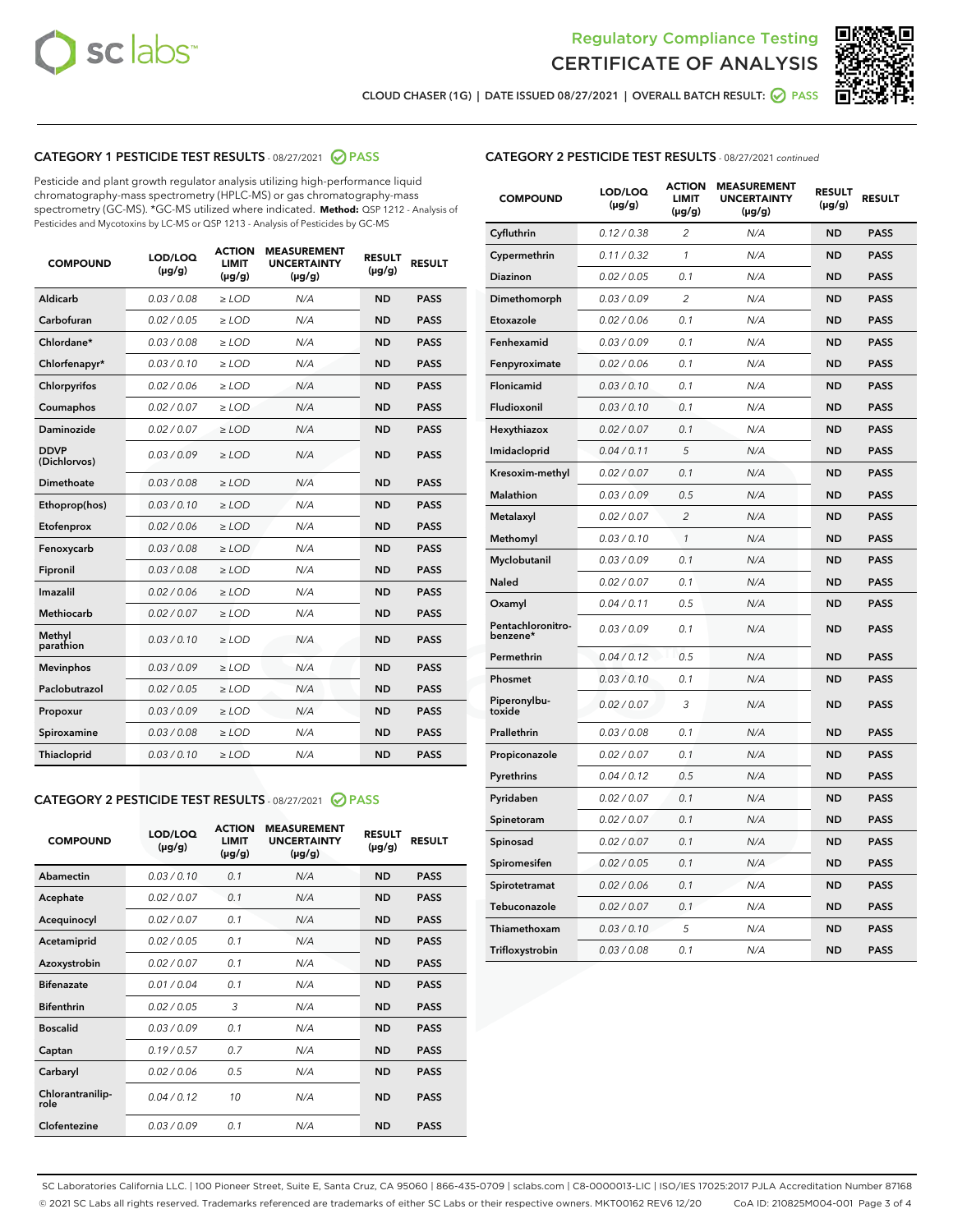Regulatory Compliance Testing
CERTIFICATE OF ANALYSIS

CLOUD CHASER (1G) | DATE ISSUED 08/27/2021 | OVERALL BATCH RESULT: PASS

## CATEGORY 1 PESTICIDE TEST RESULTS - 08/27/2021 PASS

Pesticide and plant growth regulator analysis utilizing high-performance liquid chromatography-mass spectrometry (HPLC-MS) or gas chromatography-mass spectrometry (GC-MS). *GC-MS utilized where indicated. **Method:** QSP 1212 - Analysis of Pesticides and Mycotoxins by LC-MS or QSP 1213 - Analysis of Pesticides by GC-MS

| COMPOUND | LOD/LOQ (µg/g) | ACTION LIMIT (µg/g) | MEASUREMENT UNCERTAINTY (µg/g) | RESULT (µg/g) | RESULT |
|---|---|---|---|---|---|
| Aldicarb | 0.03 / 0.08 | ≥ LOD | N/A | ND | PASS |
| Carbofuran | 0.02 / 0.05 | ≥ LOD | N/A | ND | PASS |
| Chlordane* | 0.03 / 0.08 | ≥ LOD | N/A | ND | PASS |
| Chlorfenapyr* | 0.03 / 0.10 | ≥ LOD | N/A | ND | PASS |
| Chlorpyrifos | 0.02 / 0.06 | ≥ LOD | N/A | ND | PASS |
| Coumaphos | 0.02 / 0.07 | ≥ LOD | N/A | ND | PASS |
| Daminozide | 0.02 / 0.07 | ≥ LOD | N/A | ND | PASS |
| DDVP (Dichlorvos) | 0.03 / 0.09 | ≥ LOD | N/A | ND | PASS |
| Dimethoate | 0.03 / 0.08 | ≥ LOD | N/A | ND | PASS |
| Ethoprop(hos) | 0.03 / 0.10 | ≥ LOD | N/A | ND | PASS |
| Etofenprox | 0.02 / 0.06 | ≥ LOD | N/A | ND | PASS |
| Fenoxycarb | 0.03 / 0.08 | ≥ LOD | N/A | ND | PASS |
| Fipronil | 0.03 / 0.08 | ≥ LOD | N/A | ND | PASS |
| Imazalil | 0.02 / 0.06 | ≥ LOD | N/A | ND | PASS |
| Methiocarb | 0.02 / 0.07 | ≥ LOD | N/A | ND | PASS |
| Methyl parathion | 0.03 / 0.10 | ≥ LOD | N/A | ND | PASS |
| Mevinphos | 0.03 / 0.09 | ≥ LOD | N/A | ND | PASS |
| Paclobutrazol | 0.02 / 0.05 | ≥ LOD | N/A | ND | PASS |
| Propoxur | 0.03 / 0.09 | ≥ LOD | N/A | ND | PASS |
| Spiroxamine | 0.03 / 0.08 | ≥ LOD | N/A | ND | PASS |
| Thiacloprid | 0.03 / 0.10 | ≥ LOD | N/A | ND | PASS |

## CATEGORY 2 PESTICIDE TEST RESULTS - 08/27/2021 PASS

| COMPOUND | LOD/LOQ (µg/g) | ACTION LIMIT (µg/g) | MEASUREMENT UNCERTAINTY (µg/g) | RESULT (µg/g) | RESULT |
|---|---|---|---|---|---|
| Abamectin | 0.03 / 0.10 | 0.1 | N/A | ND | PASS |
| Acephate | 0.02 / 0.07 | 0.1 | N/A | ND | PASS |
| Acequinocyl | 0.02 / 0.07 | 0.1 | N/A | ND | PASS |
| Acetamiprid | 0.02 / 0.05 | 0.1 | N/A | ND | PASS |
| Azoxystrobin | 0.02 / 0.07 | 0.1 | N/A | ND | PASS |
| Bifenazate | 0.01 / 0.04 | 0.1 | N/A | ND | PASS |
| Bifenthrin | 0.02 / 0.05 | 3 | N/A | ND | PASS |
| Boscalid | 0.03 / 0.09 | 0.1 | N/A | ND | PASS |
| Captan | 0.19 / 0.57 | 0.7 | N/A | ND | PASS |
| Carbaryl | 0.02 / 0.06 | 0.5 | N/A | ND | PASS |
| Chlorantraniliprole | 0.04 / 0.12 | 10 | N/A | ND | PASS |
| Clofentezine | 0.03 / 0.09 | 0.1 | N/A | ND | PASS |
| Cyfluthrin | 0.12 / 0.38 | 2 | N/A | ND | PASS |
| Cypermethrin | 0.11 / 0.32 | 1 | N/A | ND | PASS |
| Diazinon | 0.02 / 0.05 | 0.1 | N/A | ND | PASS |
| Dimethomorph | 0.03 / 0.09 | 2 | N/A | ND | PASS |
| Etoxazole | 0.02 / 0.06 | 0.1 | N/A | ND | PASS |
| Fenhexamid | 0.03 / 0.09 | 0.1 | N/A | ND | PASS |
| Fenpyroximate | 0.02 / 0.06 | 0.1 | N/A | ND | PASS |
| Flonicamid | 0.03 / 0.10 | 0.1 | N/A | ND | PASS |
| Fludioxonil | 0.03 / 0.10 | 0.1 | N/A | ND | PASS |
| Hexythiazox | 0.02 / 0.07 | 0.1 | N/A | ND | PASS |
| Imidacloprid | 0.04 / 0.11 | 5 | N/A | ND | PASS |
| Kresoxim-methyl | 0.02 / 0.07 | 0.1 | N/A | ND | PASS |
| Malathion | 0.03 / 0.09 | 0.5 | N/A | ND | PASS |
| Metalaxyl | 0.02 / 0.07 | 2 | N/A | ND | PASS |
| Methomyl | 0.03 / 0.10 | 1 | N/A | ND | PASS |
| Myclobutanil | 0.03 / 0.09 | 0.1 | N/A | ND | PASS |
| Naled | 0.02 / 0.07 | 0.1 | N/A | ND | PASS |
| Oxamyl | 0.04 / 0.11 | 0.5 | N/A | ND | PASS |
| Pentachloronitrobenzene* | 0.03 / 0.09 | 0.1 | N/A | ND | PASS |
| Permethrin | 0.04 / 0.12 | 0.5 | N/A | ND | PASS |
| Phosmet | 0.03 / 0.10 | 0.1 | N/A | ND | PASS |
| Piperonylbutoxide | 0.02 / 0.07 | 3 | N/A | ND | PASS |
| Prallethrin | 0.03 / 0.08 | 0.1 | N/A | ND | PASS |
| Propiconazole | 0.02 / 0.07 | 0.1 | N/A | ND | PASS |
| Pyrethrins | 0.04 / 0.12 | 0.5 | N/A | ND | PASS |
| Pyridaben | 0.02 / 0.07 | 0.1 | N/A | ND | PASS |
| Spinetoram | 0.02 / 0.07 | 0.1 | N/A | ND | PASS |
| Spinosad | 0.02 / 0.07 | 0.1 | N/A | ND | PASS |
| Spiromesifen | 0.02 / 0.05 | 0.1 | N/A | ND | PASS |
| Spirotetramat | 0.02 / 0.06 | 0.1 | N/A | ND | PASS |
| Tebuconazole | 0.02 / 0.07 | 0.1 | N/A | ND | PASS |
| Thiamethoxam | 0.03 / 0.10 | 5 | N/A | ND | PASS |
| Trifloxystrobin | 0.03 / 0.08 | 0.1 | N/A | ND | PASS |

SC Laboratories California LLC. | 100 Pioneer Street, Suite E, Santa Cruz, CA 95060 | 866-435-0709 | sclabs.com | C8-0000013-LIC | ISO/IES 17025:2017 PJLA Accreditation Number 87168
© 2021 SC Labs all rights reserved. Trademarks referenced are trademarks of either SC Labs or their respective owners. MKT00162 REV6 12/20 CoA ID: 210825M004-001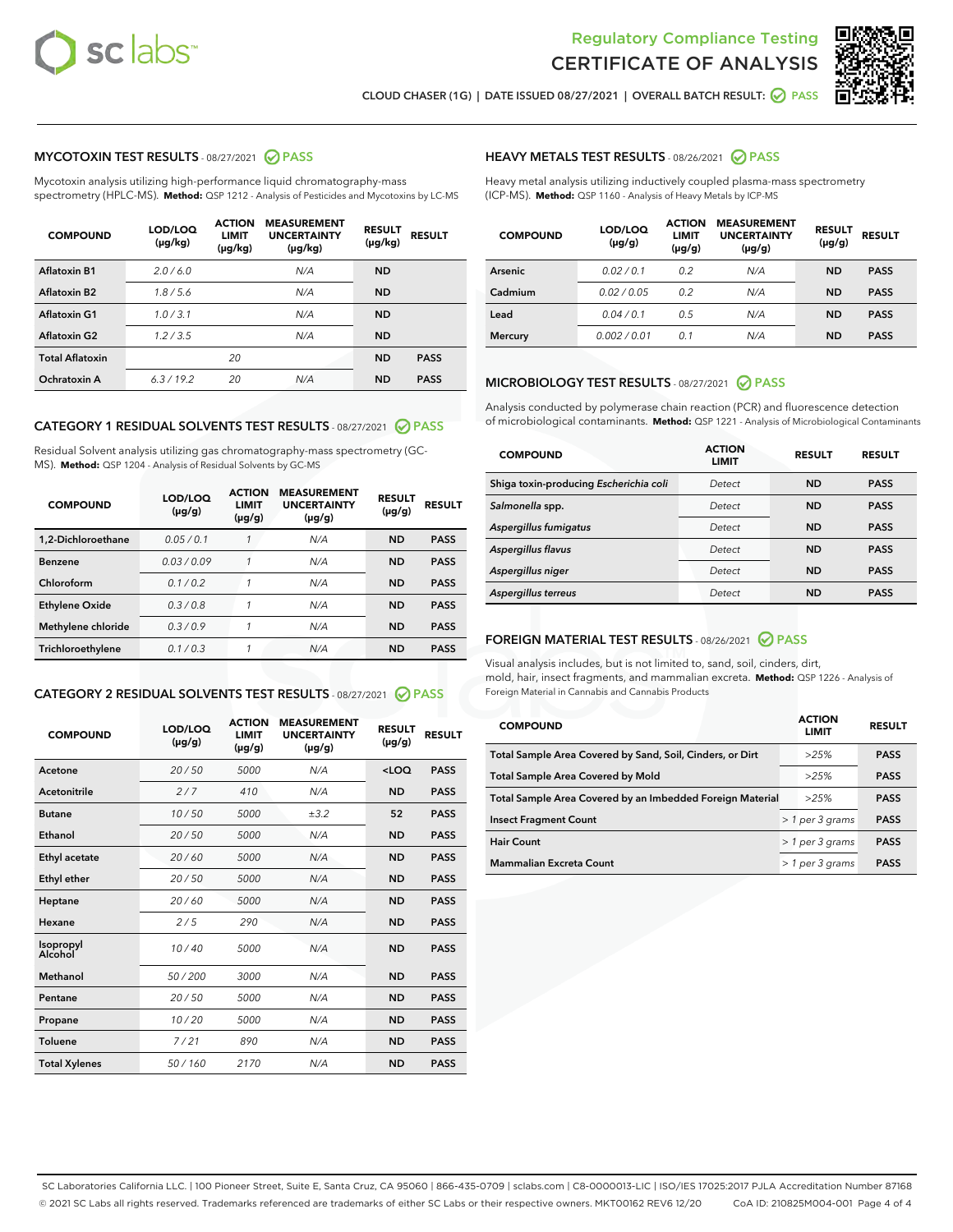Regulatory Compliance Testing

# CERTIFICATE OF ANALYSIS

CLOUD CHASER (1G) | DATE ISSUED 08/27/2021 | OVERALL BATCH RESULT: PASS

## MYCOTOXIN TEST RESULTS - 08/27/2021 PASS

Mycotoxin analysis utilizing high-performance liquid chromatography-mass spectrometry (HPLC-MS). **Method:** QSP 1212 - Analysis of Pesticides and Mycotoxins by LC-MS

| COMPOUND | LOD/LOQ (μg/kg) | ACTION LIMIT (μg/kg) | MEASUREMENT UNCERTAINTY (μg/kg) | RESULT (μg/kg) | RESULT |
|---|---|---|---|---|---|
| Aflatoxin B1 | 2.0 / 6.0 | | N/A | ND | |
| Aflatoxin B2 | 1.8 / 5.6 | | N/A | ND | |
| Aflatoxin G1 | 1.0 / 3.1 | | N/A | ND | |
| Aflatoxin G2 | 1.2 / 3.5 | | N/A | ND | |
| Total Aflatoxin | | 20 | | ND | PASS |
| Ochratoxin A | 6.3 / 19.2 | 20 | N/A | ND | PASS |

## CATEGORY 1 RESIDUAL SOLVENTS TEST RESULTS - 08/27/2021 PASS

Residual Solvent analysis utilizing gas chromatography-mass spectrometry (GC-MS). **Method:** QSP 1204 - Analysis of Residual Solvents by GC-MS

| COMPOUND | LOD/LOQ (μg/g) | ACTION LIMIT (μg/g) | MEASUREMENT UNCERTAINTY (μg/g) | RESULT (μg/g) | RESULT |
|---|---|---|---|---|---|
| 1,2-Dichloroethane | 0.05 / 0.1 | 1 | N/A | ND | PASS |
| Benzene | 0.03 / 0.09 | 1 | N/A | ND | PASS |
| Chloroform | 0.1 / 0.2 | 1 | N/A | ND | PASS |
| Ethylene Oxide | 0.3 / 0.8 | 1 | N/A | ND | PASS |
| Methylene chloride | 0.3 / 0.9 | 1 | N/A | ND | PASS |
| Trichloroethylene | 0.1 / 0.3 | 1 | N/A | ND | PASS |

## CATEGORY 2 RESIDUAL SOLVENTS TEST RESULTS - 08/27/2021 PASS

| COMPOUND | LOD/LOQ (μg/g) | ACTION LIMIT (μg/g) | MEASUREMENT UNCERTAINTY (μg/g) | RESULT (μg/g) | RESULT |
|---|---|---|---|---|---|
| Acetone | 20 / 50 | 5000 | N/A | <LOQ | PASS |
| Acetonitrile | 2 / 7 | 410 | N/A | ND | PASS |
| Butane | 10 / 50 | 5000 | ±3.2 | 52 | PASS |
| Ethanol | 20 / 50 | 5000 | N/A | ND | PASS |
| Ethyl acetate | 20 / 60 | 5000 | N/A | ND | PASS |
| Ethyl ether | 20 / 50 | 5000 | N/A | ND | PASS |
| Heptane | 20 / 60 | 5000 | N/A | ND | PASS |
| Hexane | 2 / 5 | 290 | N/A | ND | PASS |
| Isopropyl Alcohol | 10 / 40 | 5000 | N/A | ND | PASS |
| Methanol | 50 / 200 | 3000 | N/A | ND | PASS |
| Pentane | 20 / 50 | 5000 | N/A | ND | PASS |
| Propane | 10 / 20 | 5000 | N/A | ND | PASS |
| Toluene | 7 / 21 | 890 | N/A | ND | PASS |
| Total Xylenes | 50 / 160 | 2170 | N/A | ND | PASS |

## HEAVY METALS TEST RESULTS - 08/26/2021 PASS

Heavy metal analysis utilizing inductively coupled plasma-mass spectrometry (ICP-MS). **Method:** QSP 1160 - Analysis of Heavy Metals by ICP-MS

| COMPOUND | LOD/LOQ (μg/g) | ACTION LIMIT (μg/g) | MEASUREMENT UNCERTAINTY (μg/g) | RESULT (μg/g) | RESULT |
|---|---|---|---|---|---|
| Arsenic | 0.02 / 0.1 | 0.2 | N/A | ND | PASS |
| Cadmium | 0.02 / 0.05 | 0.2 | N/A | ND | PASS |
| Lead | 0.04 / 0.1 | 0.5 | N/A | ND | PASS |
| Mercury | 0.002 / 0.01 | 0.1 | N/A | ND | PASS |

## MICROBIOLOGY TEST RESULTS - 08/27/2021 PASS

Analysis conducted by polymerase chain reaction (PCR) and fluorescence detection of microbiological contaminants. **Method:** QSP 1221 - Analysis of Microbiological Contaminants

| COMPOUND | ACTION LIMIT | RESULT | RESULT |
|---|---|---|---|
| Shiga toxin-producing *Escherichia coli* | Detect | ND | PASS |
| *Salmonella* spp. | Detect | ND | PASS |
| *Aspergillus fumigatus* | Detect | ND | PASS |
| *Aspergillus flavus* | Detect | ND | PASS |
| *Aspergillus niger* | Detect | ND | PASS |
| *Aspergillus terreus* | Detect | ND | PASS |

## FOREIGN MATERIAL TEST RESULTS - 08/26/2021 PASS

Visual analysis includes, but is not limited to, sand, soil, cinders, dirt, mold, hair, insect fragments, and mammalian excreta. **Method:** QSP 1226 - Analysis of Foreign Material in Cannabis and Cannabis Products

| COMPOUND | ACTION LIMIT | RESULT |
|---|---|---|
| Total Sample Area Covered by Sand, Soil, Cinders, or Dirt | >25% | PASS |
| Total Sample Area Covered by Mold | >25% | PASS |
| Total Sample Area Covered by an Imbedded Foreign Material | >25% | PASS |
| Insect Fragment Count | > 1 per 3 grams | PASS |
| Hair Count | > 1 per 3 grams | PASS |
| Mammalian Excreta Count | > 1 per 3 grams | PASS |

SC Laboratories California LLC. | 100 Pioneer Street, Suite E, Santa Cruz, CA 95060 | 866-435-0709 | sclabs.com | C8-0000013-LIC | ISO/IES 17025:2017 PJLA Accreditation Number 87168
© 2021 SC Labs all rights reserved. Trademarks referenced are trademarks of either SC Labs or their respective owners. MKT00162 REV6 12/20 CoA ID: 210825M004-001